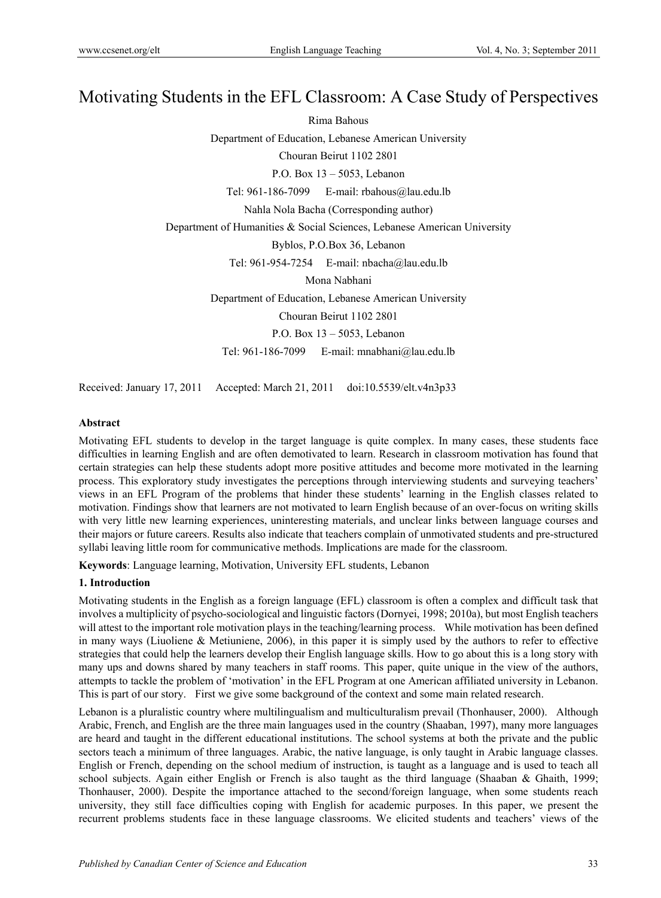# Motivating Students in the EFL Classroom: A Case Study of Perspectives

Rima Bahous

Department of Education, Lebanese American University

Chouran Beirut 1102 2801

P.O. Box 13 – 5053, Lebanon

Tel: 961-186-7099 E-mail: rbahous@lau.edu.lb

Nahla Nola Bacha (Corresponding author)

Department of Humanities & Social Sciences, Lebanese American University

Byblos, P.O.Box 36, Lebanon

Tel: 961-954-7254 E-mail: nbacha@lau.edu.lb

Mona Nabhani

Department of Education, Lebanese American University

Chouran Beirut 1102 2801

P.O. Box 13 – 5053, Lebanon

Tel: 961-186-7099 E-mail: mnabhani@lau.edu.lb

Received: January 17, 2011 Accepted: March 21, 2011 doi:10.5539/elt.v4n3p33

**Abstract**

Motivating EFL students to develop in the target language is quite complex. In many cases, these students face difficulties in learning English and are often demotivated to learn. Research in classroom motivation has found that certain strategies can help these students adopt more positive attitudes and become more motivated in the learning process. This exploratory study investigates the perceptions through interviewing students and surveying teachers' views in an EFL Program of the problems that hinder these students' learning in the English classes related to motivation. Findings show that learners are not motivated to learn English because of an over-focus on writing skills with very little new learning experiences, uninteresting materials, and unclear links between language courses and their majors or future careers. Results also indicate that teachers complain of unmotivated students and pre-structured syllabi leaving little room for communicative methods. Implications are made for the classroom.

**Keywords**: Language learning, Motivation, University EFL students, Lebanon

## 1. Introduction

Motivating students in the English as a foreign language (EFL) classroom is often a complex and difficult task that involves a multiplicity of psycho-sociological and linguistic factors (Dornyei, 1998; 2010a), but most English teachers will attest to the important role motivation plays in the teaching/learning process. While motivation has been defined in many ways (Liuoliene & Metiuniene, 2006), in this paper it is simply used by the authors to refer to effective strategies that could help the learners develop their English language skills. How to go about this is a long story with many ups and downs shared by many teachers in staff rooms. This paper, quite unique in the view of the authors, attempts to tackle the problem of 'motivation' in the EFL Program at one American affiliated university in Lebanon. This is part of our story. First we give some background of the context and some main related research.

Lebanon is a pluralistic country where multilingualism and multiculturalism prevail (Thonhauser, 2000). Although Arabic, French, and English are the three main languages used in the country (Shaaban, 1997), many more languages are heard and taught in the different educational institutions. The school systems at both the private and the public sectors teach a minimum of three languages. Arabic, the native language, is only taught in Arabic language classes. English or French, depending on the school medium of instruction, is taught as a language and is used to teach all school subjects. Again either English or French is also taught as the third language (Shaaban & Ghaith, 1999; Thonhauser, 2000). Despite the importance attached to the second/foreign language, when some students reach university, they still face difficulties coping with English for academic purposes. In this paper, we present the recurrent problems students face in these language classrooms. We elicited students and teachers' views of the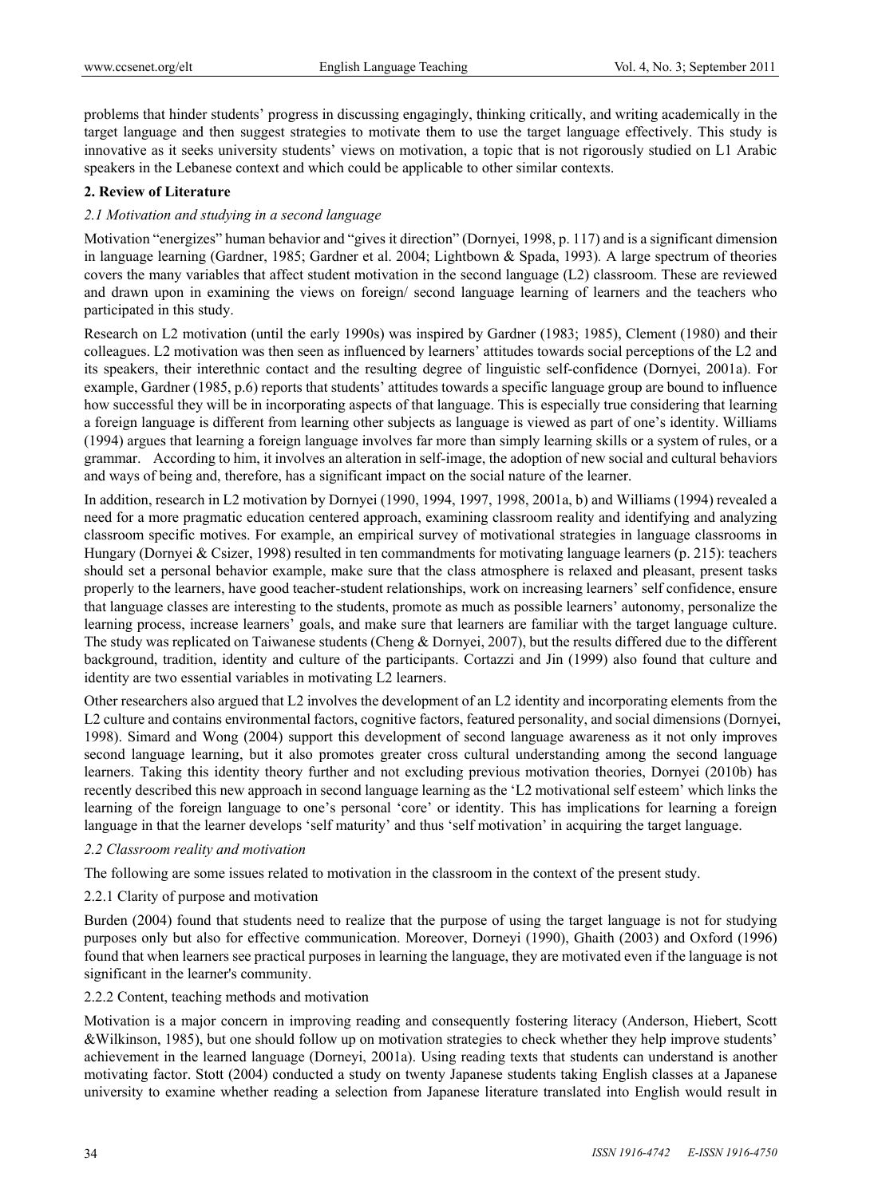problems that hinder students' progress in discussing engagingly, thinking critically, and writing academically in the target language and then suggest strategies to motivate them to use the target language effectively. This study is innovative as it seeks university students' views on motivation, a topic that is not rigorously studied on L1 Arabic speakers in the Lebanese context and which could be applicable to other similar contexts.

## 2. Review of Literature

### *2.1 Motivation and studying in a second language*

Motivation "energizes" human behavior and "gives it direction" (Dornyei, 1998, p. 117) and is a significant dimension in language learning (Gardner, 1985; Gardner et al. 2004; Lightbown & Spada, 1993). A large spectrum of theories covers the many variables that affect student motivation in the second language (L2) classroom. These are reviewed and drawn upon in examining the views on foreign/ second language learning of learners and the teachers who participated in this study.

Research on L2 motivation (until the early 1990s) was inspired by Gardner (1983; 1985), Clement (1980) and their colleagues. L2 motivation was then seen as influenced by learners' attitudes towards social perceptions of the L2 and its speakers, their interethnic contact and the resulting degree of linguistic self-confidence (Dornyei, 2001a). For example, Gardner (1985, p.6) reports that students' attitudes towards a specific language group are bound to influence how successful they will be in incorporating aspects of that language. This is especially true considering that learning a foreign language is different from learning other subjects as language is viewed as part of one's identity. Williams (1994) argues that learning a foreign language involves far more than simply learning skills or a system of rules, or a grammar. According to him, it involves an alteration in self-image, the adoption of new social and cultural behaviors and ways of being and, therefore, has a significant impact on the social nature of the learner.

In addition, research in L2 motivation by Dornyei (1990, 1994, 1997, 1998, 2001a, b) and Williams (1994) revealed a need for a more pragmatic education centered approach, examining classroom reality and identifying and analyzing classroom specific motives. For example, an empirical survey of motivational strategies in language classrooms in Hungary (Dornyei & Csizer, 1998) resulted in ten commandments for motivating language learners (p. 215): teachers should set a personal behavior example, make sure that the class atmosphere is relaxed and pleasant, present tasks properly to the learners, have good teacher-student relationships, work on increasing learners' self confidence, ensure that language classes are interesting to the students, promote as much as possible learners' autonomy, personalize the learning process, increase learners' goals, and make sure that learners are familiar with the target language culture. The study was replicated on Taiwanese students (Cheng & Dornyei, 2007), but the results differed due to the different background, tradition, identity and culture of the participants. Cortazzi and Jin (1999) also found that culture and identity are two essential variables in motivating L2 learners.

Other researchers also argued that L2 involves the development of an L2 identity and incorporating elements from the L2 culture and contains environmental factors, cognitive factors, featured personality, and social dimensions (Dornyei, 1998). Simard and Wong (2004) support this development of second language awareness as it not only improves second language learning, but it also promotes greater cross cultural understanding among the second language learners. Taking this identity theory further and not excluding previous motivation theories, Dornyei (2010b) has recently described this new approach in second language learning as the 'L2 motivational self esteem' which links the learning of the foreign language to one's personal 'core' or identity. This has implications for learning a foreign language in that the learner develops 'self maturity' and thus 'self motivation' in acquiring the target language.

### *2.2 Classroom reality and motivation*

The following are some issues related to motivation in the classroom in the context of the present study.

#### 2.2.1 Clarity of purpose and motivation

Burden (2004) found that students need to realize that the purpose of using the target language is not for studying purposes only but also for effective communication. Moreover, Dorneyi (1990), Ghaith (2003) and Oxford (1996) found that when learners see practical purposes in learning the language, they are motivated even if the language is not significant in the learner's community.

#### 2.2.2 Content, teaching methods and motivation

Motivation is a major concern in improving reading and consequently fostering literacy (Anderson, Hiebert, Scott &Wilkinson, 1985), but one should follow up on motivation strategies to check whether they help improve students' achievement in the learned language (Dorneyi, 2001a). Using reading texts that students can understand is another motivating factor. Stott (2004) conducted a study on twenty Japanese students taking English classes at a Japanese university to examine whether reading a selection from Japanese literature translated into English would result in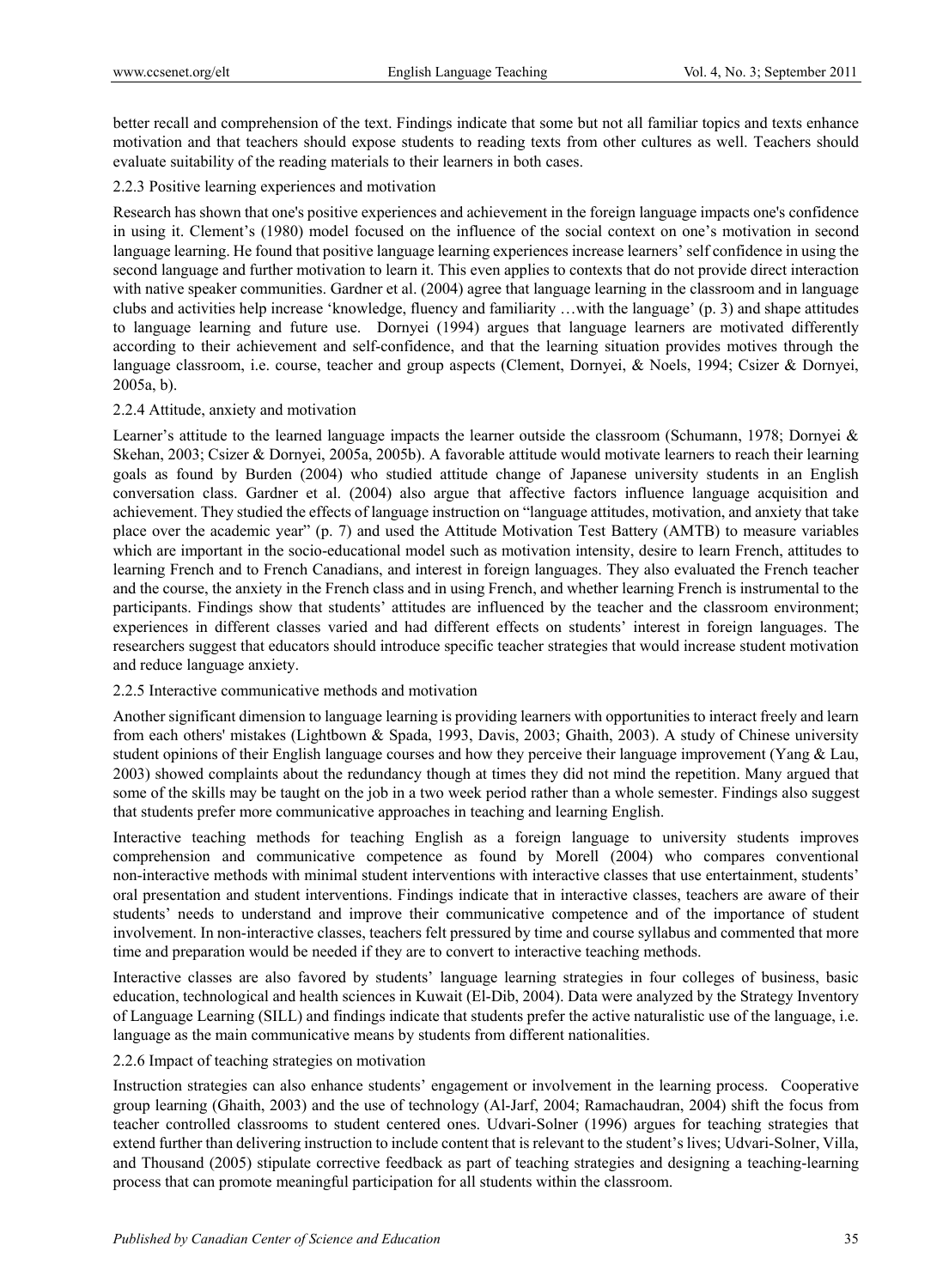better recall and comprehension of the text. Findings indicate that some but not all familiar topics and texts enhance motivation and that teachers should expose students to reading texts from other cultures as well. Teachers should evaluate suitability of the reading materials to their learners in both cases.

### 2.2.3 Positive learning experiences and motivation

Research has shown that one's positive experiences and achievement in the foreign language impacts one's confidence in using it. Clement's (1980) model focused on the influence of the social context on one's motivation in second language learning. He found that positive language learning experiences increase learners' self confidence in using the second language and further motivation to learn it. This even applies to contexts that do not provide direct interaction with native speaker communities. Gardner et al. (2004) agree that language learning in the classroom and in language clubs and activities help increase 'knowledge, fluency and familiarity …with the language' (p. 3) and shape attitudes to language learning and future use. Dornyei (1994) argues that language learners are motivated differently according to their achievement and self-confidence, and that the learning situation provides motives through the language classroom, i.e. course, teacher and group aspects (Clement, Dornyei, & Noels, 1994; Csizer & Dornyei, 2005a, b).

### 2.2.4 Attitude, anxiety and motivation

Learner's attitude to the learned language impacts the learner outside the classroom (Schumann, 1978; Dornyei & Skehan, 2003; Csizer & Dornyei, 2005a, 2005b). A favorable attitude would motivate learners to reach their learning goals as found by Burden (2004) who studied attitude change of Japanese university students in an English conversation class. Gardner et al. (2004) also argue that affective factors influence language acquisition and achievement. They studied the effects of language instruction on "language attitudes, motivation, and anxiety that take place over the academic year" (p. 7) and used the Attitude Motivation Test Battery (AMTB) to measure variables which are important in the socio-educational model such as motivation intensity, desire to learn French, attitudes to learning French and to French Canadians, and interest in foreign languages. They also evaluated the French teacher and the course, the anxiety in the French class and in using French, and whether learning French is instrumental to the participants. Findings show that students' attitudes are influenced by the teacher and the classroom environment; experiences in different classes varied and had different effects on students' interest in foreign languages. The researchers suggest that educators should introduce specific teacher strategies that would increase student motivation and reduce language anxiety.

### 2.2.5 Interactive communicative methods and motivation

Another significant dimension to language learning is providing learners with opportunities to interact freely and learn from each others' mistakes (Lightbown & Spada, 1993, Davis, 2003; Ghaith, 2003). A study of Chinese university student opinions of their English language courses and how they perceive their language improvement (Yang & Lau, 2003) showed complaints about the redundancy though at times they did not mind the repetition. Many argued that some of the skills may be taught on the job in a two week period rather than a whole semester. Findings also suggest that students prefer more communicative approaches in teaching and learning English.

Interactive teaching methods for teaching English as a foreign language to university students improves comprehension and communicative competence as found by Morell (2004) who compares conventional non-interactive methods with minimal student interventions with interactive classes that use entertainment, students' oral presentation and student interventions. Findings indicate that in interactive classes, teachers are aware of their students' needs to understand and improve their communicative competence and of the importance of student involvement. In non-interactive classes, teachers felt pressured by time and course syllabus and commented that more time and preparation would be needed if they are to convert to interactive teaching methods.

Interactive classes are also favored by students' language learning strategies in four colleges of business, basic education, technological and health sciences in Kuwait (El-Dib, 2004). Data were analyzed by the Strategy Inventory of Language Learning (SILL) and findings indicate that students prefer the active naturalistic use of the language, i.e. language as the main communicative means by students from different nationalities.

### 2.2.6 Impact of teaching strategies on motivation

Instruction strategies can also enhance students' engagement or involvement in the learning process. Cooperative group learning (Ghaith, 2003) and the use of technology (Al-Jarf, 2004; Ramachaudran, 2004) shift the focus from teacher controlled classrooms to student centered ones. Udvari-Solner (1996) argues for teaching strategies that extend further than delivering instruction to include content that is relevant to the student's lives; Udvari-Solner, Villa, and Thousand (2005) stipulate corrective feedback as part of teaching strategies and designing a teaching-learning process that can promote meaningful participation for all students within the classroom.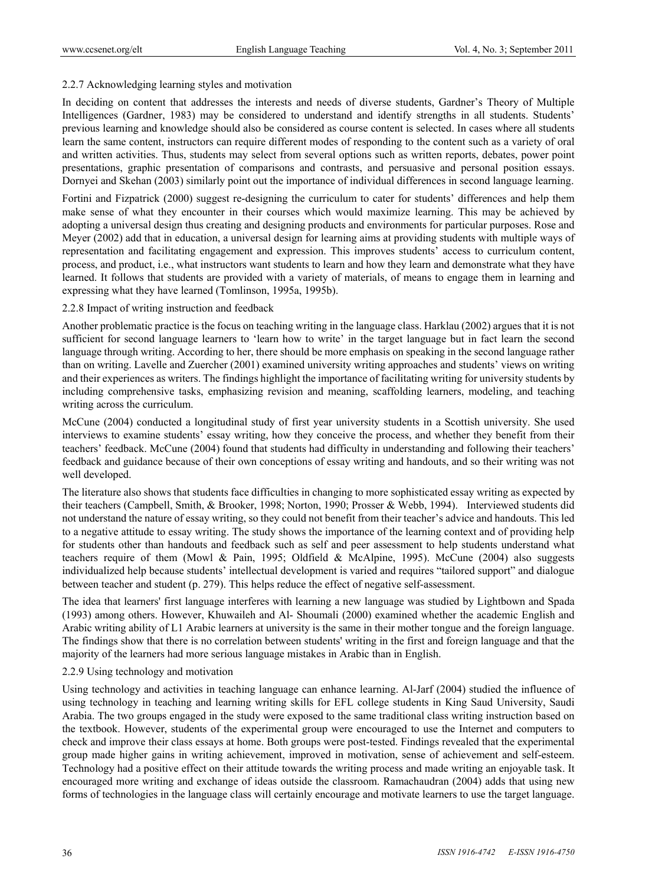#### 2.2.7 Acknowledging learning styles and motivation

In deciding on content that addresses the interests and needs of diverse students, Gardner's Theory of Multiple Intelligences (Gardner, 1983) may be considered to understand and identify strengths in all students. Students' previous learning and knowledge should also be considered as course content is selected. In cases where all students learn the same content, instructors can require different modes of responding to the content such as a variety of oral and written activities. Thus, students may select from several options such as written reports, debates, power point presentations, graphic presentation of comparisons and contrasts, and persuasive and personal position essays. Dornyei and Skehan (2003) similarly point out the importance of individual differences in second language learning.

Fortini and Fizpatrick (2000) suggest re-designing the curriculum to cater for students' differences and help them make sense of what they encounter in their courses which would maximize learning. This may be achieved by adopting a universal design thus creating and designing products and environments for particular purposes. Rose and Meyer (2002) add that in education, a universal design for learning aims at providing students with multiple ways of representation and facilitating engagement and expression. This improves students' access to curriculum content, process, and product, i.e., what instructors want students to learn and how they learn and demonstrate what they have learned. It follows that students are provided with a variety of materials, of means to engage them in learning and expressing what they have learned (Tomlinson, 1995a, 1995b).

#### 2.2.8 Impact of writing instruction and feedback

Another problematic practice is the focus on teaching writing in the language class. Harklau (2002) argues that it is not sufficient for second language learners to 'learn how to write' in the target language but in fact learn the second language through writing. According to her, there should be more emphasis on speaking in the second language rather than on writing. Lavelle and Zuercher (2001) examined university writing approaches and students' views on writing and their experiences as writers. The findings highlight the importance of facilitating writing for university students by including comprehensive tasks, emphasizing revision and meaning, scaffolding learners, modeling, and teaching writing across the curriculum.

McCune (2004) conducted a longitudinal study of first year university students in a Scottish university. She used interviews to examine students' essay writing, how they conceive the process, and whether they benefit from their teachers' feedback. McCune (2004) found that students had difficulty in understanding and following their teachers' feedback and guidance because of their own conceptions of essay writing and handouts, and so their writing was not well developed.

The literature also shows that students face difficulties in changing to more sophisticated essay writing as expected by their teachers (Campbell, Smith, & Brooker, 1998; Norton, 1990; Prosser & Webb, 1994). Interviewed students did not understand the nature of essay writing, so they could not benefit from their teacher's advice and handouts. This led to a negative attitude to essay writing. The study shows the importance of the learning context and of providing help for students other than handouts and feedback such as self and peer assessment to help students understand what teachers require of them (Mowl & Pain, 1995; Oldfield & McAlpine, 1995). McCune (2004) also suggests individualized help because students' intellectual development is varied and requires "tailored support" and dialogue between teacher and student (p. 279). This helps reduce the effect of negative self-assessment.

The idea that learners' first language interferes with learning a new language was studied by Lightbown and Spada (1993) among others. However, Khuwaileh and Al- Shoumali (2000) examined whether the academic English and Arabic writing ability of L1 Arabic learners at university is the same in their mother tongue and the foreign language. The findings show that there is no correlation between students' writing in the first and foreign language and that the majority of the learners had more serious language mistakes in Arabic than in English.

#### 2.2.9 Using technology and motivation

Using technology and activities in teaching language can enhance learning. Al-Jarf (2004) studied the influence of using technology in teaching and learning writing skills for EFL college students in King Saud University, Saudi Arabia. The two groups engaged in the study were exposed to the same traditional class writing instruction based on the textbook. However, students of the experimental group were encouraged to use the Internet and computers to check and improve their class essays at home. Both groups were post-tested. Findings revealed that the experimental group made higher gains in writing achievement, improved in motivation, sense of achievement and self-esteem. Technology had a positive effect on their attitude towards the writing process and made writing an enjoyable task. It encouraged more writing and exchange of ideas outside the classroom. Ramachaudran (2004) adds that using new forms of technologies in the language class will certainly encourage and motivate learners to use the target language.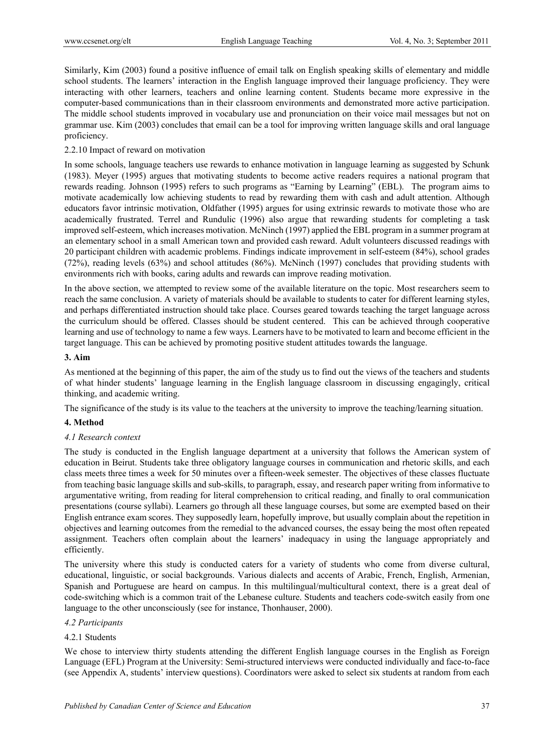Similarly, Kim (2003) found a positive influence of email talk on English speaking skills of elementary and middle school students. The learners' interaction in the English language improved their language proficiency. They were interacting with other learners, teachers and online learning content. Students became more expressive in the computer-based communications than in their classroom environments and demonstrated more active participation. The middle school students improved in vocabulary use and pronunciation on their voice mail messages but not on grammar use. Kim (2003) concludes that email can be a tool for improving written language skills and oral language proficiency.

2.2.10 Impact of reward on motivation

In some schools, language teachers use rewards to enhance motivation in language learning as suggested by Schunk (1983). Meyer (1995) argues that motivating students to become active readers requires a national program that rewards reading. Johnson (1995) refers to such programs as "Earning by Learning" (EBL). The program aims to motivate academically low achieving students to read by rewarding them with cash and adult attention. Although educators favor intrinsic motivation, Oldfather (1995) argues for using extrinsic rewards to motivate those who are academically frustrated. Terrel and Rundulic (1996) also argue that rewarding students for completing a task improved self-esteem, which increases motivation. McNinch (1997) applied the EBL program in a summer program at an elementary school in a small American town and provided cash reward. Adult volunteers discussed readings with 20 participant children with academic problems. Findings indicate improvement in self-esteem (84%), school grades (72%), reading levels (63%) and school attitudes (86%). McNinch (1997) concludes that providing students with environments rich with books, caring adults and rewards can improve reading motivation.

In the above section, we attempted to review some of the available literature on the topic. Most researchers seem to reach the same conclusion. A variety of materials should be available to students to cater for different learning styles, and perhaps differentiated instruction should take place. Courses geared towards teaching the target language across the curriculum should be offered. Classes should be student centered. This can be achieved through cooperative learning and use of technology to name a few ways. Learners have to be motivated to learn and become efficient in the target language. This can be achieved by promoting positive student attitudes towards the language.

## 3. Aim

As mentioned at the beginning of this paper, the aim of the study us to find out the views of the teachers and students of what hinder students' language learning in the English language classroom in discussing engagingly, critical thinking, and academic writing.

The significance of the study is its value to the teachers at the university to improve the teaching/learning situation.

## 4. Method

### *4.1 Research context*

The study is conducted in the English language department at a university that follows the American system of education in Beirut. Students take three obligatory language courses in communication and rhetoric skills, and each class meets three times a week for 50 minutes over a fifteen-week semester. The objectives of these classes fluctuate from teaching basic language skills and sub-skills, to paragraph, essay, and research paper writing from informative to argumentative writing, from reading for literal comprehension to critical reading, and finally to oral communication presentations (course syllabi). Learners go through all these language courses, but some are exempted based on their English entrance exam scores. They supposedly learn, hopefully improve, but usually complain about the repetition in objectives and learning outcomes from the remedial to the advanced courses, the essay being the most often repeated assignment. Teachers often complain about the learners' inadequacy in using the language appropriately and efficiently.

The university where this study is conducted caters for a variety of students who come from diverse cultural, educational, linguistic, or social backgrounds. Various dialects and accents of Arabic, French, English, Armenian, Spanish and Portuguese are heard on campus. In this multilingual/multicultural context, there is a great deal of code-switching which is a common trait of the Lebanese culture. Students and teachers code-switch easily from one language to the other unconsciously (see for instance, Thonhauser, 2000).

### *4.2 Participants*

4.2.1 Students

We chose to interview thirty students attending the different English language courses in the English as Foreign Language (EFL) Program at the University: Semi-structured interviews were conducted individually and face-to-face (see Appendix A, students' interview questions). Coordinators were asked to select six students at random from each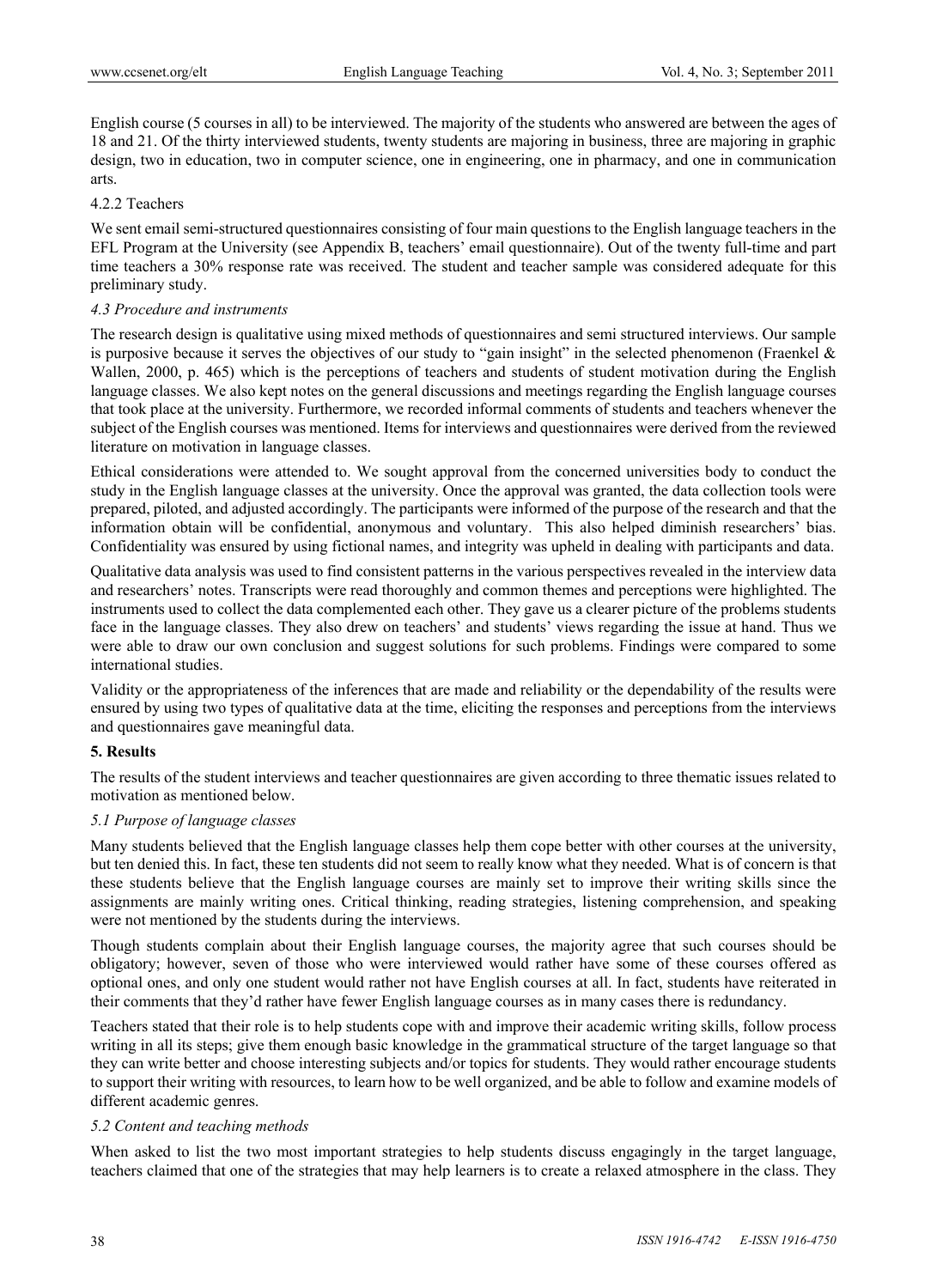English course (5 courses in all) to be interviewed. The majority of the students who answered are between the ages of 18 and 21. Of the thirty interviewed students, twenty students are majoring in business, three are majoring in graphic design, two in education, two in computer science, one in engineering, one in pharmacy, and one in communication arts.

4.2.2 Teachers

We sent email semi-structured questionnaires consisting of four main questions to the English language teachers in the EFL Program at the University (see Appendix B, teachers' email questionnaire). Out of the twenty full-time and part time teachers a 30% response rate was received. The student and teacher sample was considered adequate for this preliminary study.

*4.3 Procedure and instruments*

The research design is qualitative using mixed methods of questionnaires and semi structured interviews. Our sample is purposive because it serves the objectives of our study to "gain insight" in the selected phenomenon (Fraenkel & Wallen, 2000, p. 465) which is the perceptions of teachers and students of student motivation during the English language classes. We also kept notes on the general discussions and meetings regarding the English language courses that took place at the university. Furthermore, we recorded informal comments of students and teachers whenever the subject of the English courses was mentioned. Items for interviews and questionnaires were derived from the reviewed literature on motivation in language classes.

Ethical considerations were attended to. We sought approval from the concerned universities body to conduct the study in the English language classes at the university. Once the approval was granted, the data collection tools were prepared, piloted, and adjusted accordingly. The participants were informed of the purpose of the research and that the information obtain will be confidential, anonymous and voluntary. This also helped diminish researchers' bias. Confidentiality was ensured by using fictional names, and integrity was upheld in dealing with participants and data.

Qualitative data analysis was used to find consistent patterns in the various perspectives revealed in the interview data and researchers' notes. Transcripts were read thoroughly and common themes and perceptions were highlighted. The instruments used to collect the data complemented each other. They gave us a clearer picture of the problems students face in the language classes. They also drew on teachers' and students' views regarding the issue at hand. Thus we were able to draw our own conclusion and suggest solutions for such problems. Findings were compared to some international studies.

Validity or the appropriateness of the inferences that are made and reliability or the dependability of the results were ensured by using two types of qualitative data at the time, eliciting the responses and perceptions from the interviews and questionnaires gave meaningful data.

## 5. Results

The results of the student interviews and teacher questionnaires are given according to three thematic issues related to motivation as mentioned below.

*5.1 Purpose of language classes*

Many students believed that the English language classes help them cope better with other courses at the university, but ten denied this. In fact, these ten students did not seem to really know what they needed. What is of concern is that these students believe that the English language courses are mainly set to improve their writing skills since the assignments are mainly writing ones. Critical thinking, reading strategies, listening comprehension, and speaking were not mentioned by the students during the interviews.

Though students complain about their English language courses, the majority agree that such courses should be obligatory; however, seven of those who were interviewed would rather have some of these courses offered as optional ones, and only one student would rather not have English courses at all. In fact, students have reiterated in their comments that they'd rather have fewer English language courses as in many cases there is redundancy.

Teachers stated that their role is to help students cope with and improve their academic writing skills, follow process writing in all its steps; give them enough basic knowledge in the grammatical structure of the target language so that they can write better and choose interesting subjects and/or topics for students. They would rather encourage students to support their writing with resources, to learn how to be well organized, and be able to follow and examine models of different academic genres.

*5.2 Content and teaching methods*

When asked to list the two most important strategies to help students discuss engagingly in the target language, teachers claimed that one of the strategies that may help learners is to create a relaxed atmosphere in the class. They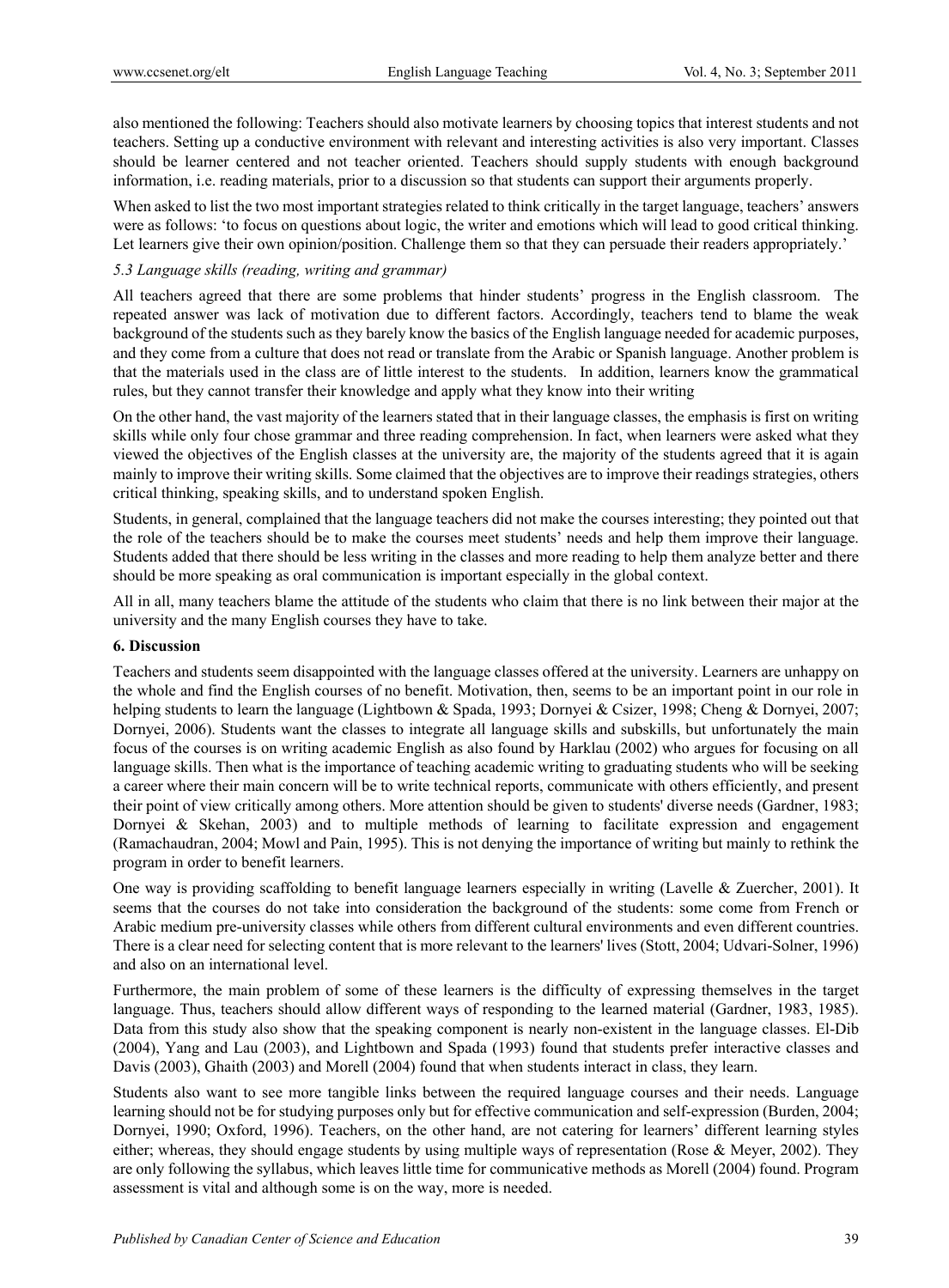also mentioned the following: Teachers should also motivate learners by choosing topics that interest students and not teachers. Setting up a conductive environment with relevant and interesting activities is also very important. Classes should be learner centered and not teacher oriented. Teachers should supply students with enough background information, i.e. reading materials, prior to a discussion so that students can support their arguments properly.

When asked to list the two most important strategies related to think critically in the target language, teachers' answers were as follows: 'to focus on questions about logic, the writer and emotions which will lead to good critical thinking. Let learners give their own opinion/position. Challenge them so that they can persuade their readers appropriately.'

### *5.3 Language skills (reading, writing and grammar)*

All teachers agreed that there are some problems that hinder students' progress in the English classroom. The repeated answer was lack of motivation due to different factors. Accordingly, teachers tend to blame the weak background of the students such as they barely know the basics of the English language needed for academic purposes, and they come from a culture that does not read or translate from the Arabic or Spanish language. Another problem is that the materials used in the class are of little interest to the students. In addition, learners know the grammatical rules, but they cannot transfer their knowledge and apply what they know into their writing

On the other hand, the vast majority of the learners stated that in their language classes, the emphasis is first on writing skills while only four chose grammar and three reading comprehension. In fact, when learners were asked what they viewed the objectives of the English classes at the university are, the majority of the students agreed that it is again mainly to improve their writing skills. Some claimed that the objectives are to improve their readings strategies, others critical thinking, speaking skills, and to understand spoken English.

Students, in general, complained that the language teachers did not make the courses interesting; they pointed out that the role of the teachers should be to make the courses meet students' needs and help them improve their language. Students added that there should be less writing in the classes and more reading to help them analyze better and there should be more speaking as oral communication is important especially in the global context.

All in all, many teachers blame the attitude of the students who claim that there is no link between their major at the university and the many English courses they have to take.

## 6. Discussion

Teachers and students seem disappointed with the language classes offered at the university. Learners are unhappy on the whole and find the English courses of no benefit. Motivation, then, seems to be an important point in our role in helping students to learn the language (Lightbown & Spada, 1993; Dornyei & Csizer, 1998; Cheng & Dornyei, 2007; Dornyei, 2006). Students want the classes to integrate all language skills and subskills, but unfortunately the main focus of the courses is on writing academic English as also found by Harklau (2002) who argues for focusing on all language skills. Then what is the importance of teaching academic writing to graduating students who will be seeking a career where their main concern will be to write technical reports, communicate with others efficiently, and present their point of view critically among others. More attention should be given to students' diverse needs (Gardner, 1983; Dornyei & Skehan, 2003) and to multiple methods of learning to facilitate expression and engagement (Ramachaudran, 2004; Mowl and Pain, 1995). This is not denying the importance of writing but mainly to rethink the program in order to benefit learners.

One way is providing scaffolding to benefit language learners especially in writing (Lavelle & Zuercher, 2001). It seems that the courses do not take into consideration the background of the students: some come from French or Arabic medium pre-university classes while others from different cultural environments and even different countries. There is a clear need for selecting content that is more relevant to the learners' lives (Stott, 2004; Udvari-Solner, 1996) and also on an international level.

Furthermore, the main problem of some of these learners is the difficulty of expressing themselves in the target language. Thus, teachers should allow different ways of responding to the learned material (Gardner, 1983, 1985). Data from this study also show that the speaking component is nearly non-existent in the language classes. El-Dib (2004), Yang and Lau (2003), and Lightbown and Spada (1993) found that students prefer interactive classes and Davis (2003), Ghaith (2003) and Morell (2004) found that when students interact in class, they learn.

Students also want to see more tangible links between the required language courses and their needs. Language learning should not be for studying purposes only but for effective communication and self-expression (Burden, 2004; Dornyei, 1990; Oxford, 1996). Teachers, on the other hand, are not catering for learners' different learning styles either; whereas, they should engage students by using multiple ways of representation (Rose & Meyer, 2002). They are only following the syllabus, which leaves little time for communicative methods as Morell (2004) found. Program assessment is vital and although some is on the way, more is needed.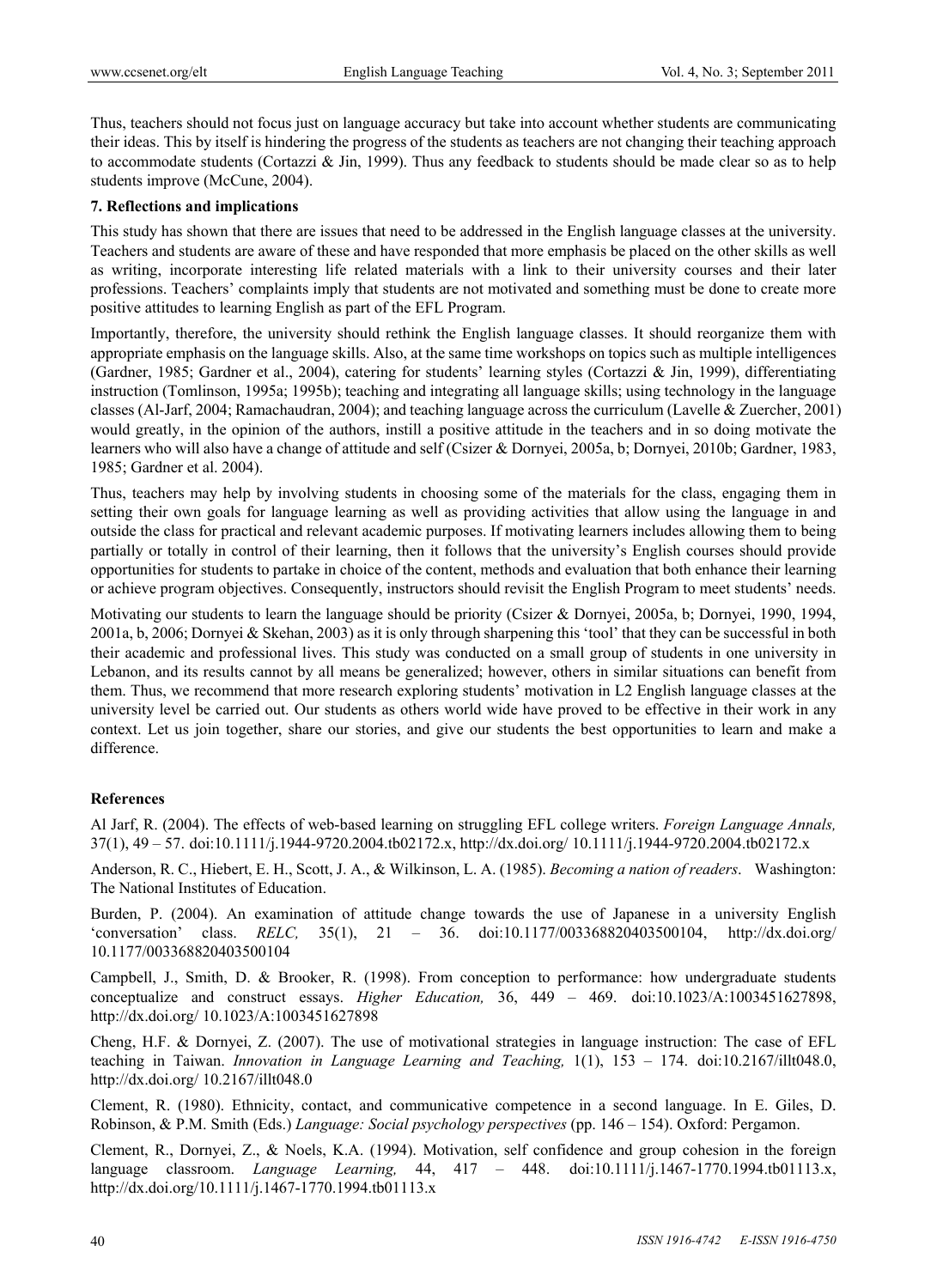Thus, teachers should not focus just on language accuracy but take into account whether students are communicating their ideas. This by itself is hindering the progress of the students as teachers are not changing their teaching approach to accommodate students (Cortazzi & Jin, 1999). Thus any feedback to students should be made clear so as to help students improve (McCune, 2004).

**7. Reflections and implications**

This study has shown that there are issues that need to be addressed in the English language classes at the university. Teachers and students are aware of these and have responded that more emphasis be placed on the other skills as well as writing, incorporate interesting life related materials with a link to their university courses and their later professions. Teachers' complaints imply that students are not motivated and something must be done to create more positive attitudes to learning English as part of the EFL Program.

Importantly, therefore, the university should rethink the English language classes. It should reorganize them with appropriate emphasis on the language skills. Also, at the same time workshops on topics such as multiple intelligences (Gardner, 1985; Gardner et al., 2004), catering for students' learning styles (Cortazzi & Jin, 1999), differentiating instruction (Tomlinson, 1995a; 1995b); teaching and integrating all language skills; using technology in the language classes (Al-Jarf, 2004; Ramachaudran, 2004); and teaching language across the curriculum (Lavelle & Zuercher, 2001) would greatly, in the opinion of the authors, instill a positive attitude in the teachers and in so doing motivate the learners who will also have a change of attitude and self (Csizer & Dornyei, 2005a, b; Dornyei, 2010b; Gardner, 1983, 1985; Gardner et al. 2004).

Thus, teachers may help by involving students in choosing some of the materials for the class, engaging them in setting their own goals for language learning as well as providing activities that allow using the language in and outside the class for practical and relevant academic purposes. If motivating learners includes allowing them to being partially or totally in control of their learning, then it follows that the university's English courses should provide opportunities for students to partake in choice of the content, methods and evaluation that both enhance their learning or achieve program objectives. Consequently, instructors should revisit the English Program to meet students' needs.

Motivating our students to learn the language should be priority (Csizer & Dornyei, 2005a, b; Dornyei, 1990, 1994, 2001a, b, 2006; Dornyei & Skehan, 2003) as it is only through sharpening this 'tool' that they can be successful in both their academic and professional lives. This study was conducted on a small group of students in one university in Lebanon, and its results cannot by all means be generalized; however, others in similar situations can benefit from them. Thus, we recommend that more research exploring students' motivation in L2 English language classes at the university level be carried out. Our students as others world wide have proved to be effective in their work in any context. Let us join together, share our stories, and give our students the best opportunities to learn and make a difference.

**References**

Al Jarf, R. (2004). The effects of web-based learning on struggling EFL college writers. *Foreign Language Annals,* 37(1), 49 – 57. doi:10.1111/j.1944-9720.2004.tb02172.x, http://dx.doi.org/ 10.1111/j.1944-9720.2004.tb02172.x

Anderson, R. C., Hiebert, E. H., Scott, J. A., & Wilkinson, L. A. (1985). *Becoming a nation of readers*. Washington: The National Institutes of Education.

Burden, P. (2004). An examination of attitude change towards the use of Japanese in a university English 'conversation' class. *RELC,* 35(1), 21 – 36. doi:10.1177/003368820403500104, http://dx.doi.org/ 10.1177/003368820403500104

Campbell, J., Smith, D. & Brooker, R. (1998). From conception to performance: how undergraduate students conceptualize and construct essays. *Higher Education,* 36, 449 – 469. doi:10.1023/A:1003451627898, http://dx.doi.org/ 10.1023/A:1003451627898

Cheng, H.F. & Dornyei, Z. (2007). The use of motivational strategies in language instruction: The case of EFL teaching in Taiwan. *Innovation in Language Learning and Teaching,* 1(1), 153 – 174. doi:10.2167/illt048.0, http://dx.doi.org/ 10.2167/illt048.0

Clement, R. (1980). Ethnicity, contact, and communicative competence in a second language. In E. Giles, D. Robinson, & P.M. Smith (Eds.) *Language: Social psychology perspectives* (pp. 146 – 154). Oxford: Pergamon.

Clement, R., Dornyei, Z., & Noels, K.A. (1994). Motivation, self confidence and group cohesion in the foreign language classroom. *Language Learning,* 44, 417 – 448. doi:10.1111/j.1467-1770.1994.tb01113.x, http://dx.doi.org/10.1111/j.1467-1770.1994.tb01113.x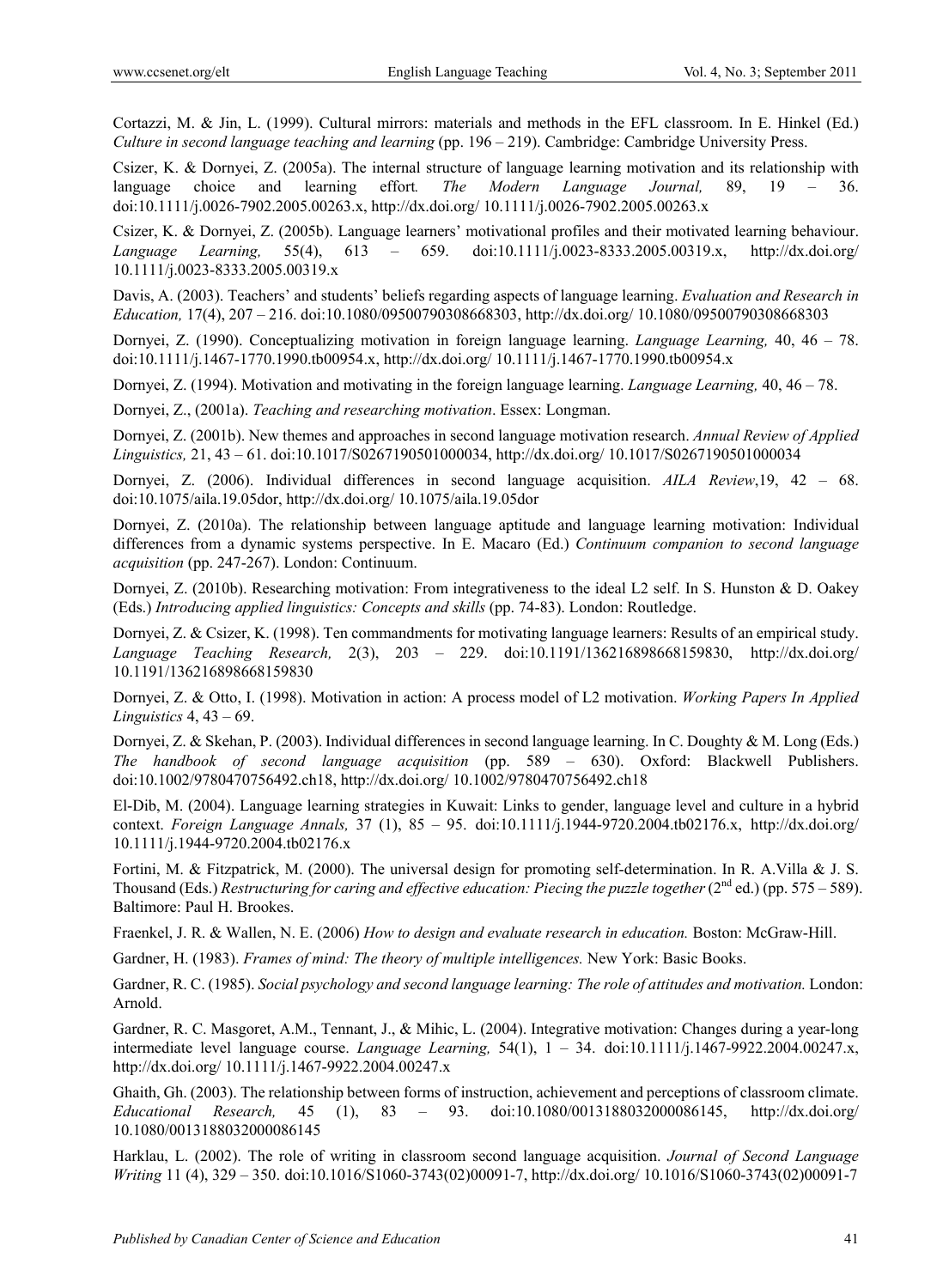Cortazzi, M. & Jin, L. (1999). Cultural mirrors: materials and methods in the EFL classroom. In E. Hinkel (Ed.) *Culture in second language teaching and learning* (pp. 196 – 219). Cambridge: Cambridge University Press.

Csizer, K. & Dornyei, Z. (2005a). The internal structure of language learning motivation and its relationship with language choice and learning effort. *The Modern Language Journal,* 89, 19 – 36. doi:10.1111/j.0026-7902.2005.00263.x, http://dx.doi.org/ 10.1111/j.0026-7902.2005.00263.x

Csizer, K. & Dornyei, Z. (2005b). Language learners' motivational profiles and their motivated learning behaviour. *Language Learning,* 55(4), 613 – 659. doi:10.1111/j.0023-8333.2005.00319.x, http://dx.doi.org/ 10.1111/j.0023-8333.2005.00319.x

Davis, A. (2003). Teachers' and students' beliefs regarding aspects of language learning. *Evaluation and Research in Education,* 17(4), 207 – 216. doi:10.1080/09500790308668303, http://dx.doi.org/ 10.1080/09500790308668303

Dornyei, Z. (1990). Conceptualizing motivation in foreign language learning. *Language Learning,* 40, 46 – 78. doi:10.1111/j.1467-1770.1990.tb00954.x, http://dx.doi.org/ 10.1111/j.1467-1770.1990.tb00954.x

Dornyei, Z. (1994). Motivation and motivating in the foreign language learning. *Language Learning,* 40, 46 – 78.

Dornyei, Z., (2001a). *Teaching and researching motivation*. Essex: Longman.

Dornyei, Z. (2001b). New themes and approaches in second language motivation research. *Annual Review of Applied Linguistics,* 21, 43 – 61. doi:10.1017/S0267190501000034, http://dx.doi.org/ 10.1017/S0267190501000034

Dornyei, Z. (2006). Individual differences in second language acquisition. *AILA Review*,19, 42 – 68. doi:10.1075/aila.19.05dor, http://dx.doi.org/ 10.1075/aila.19.05dor

Dornyei, Z. (2010a). The relationship between language aptitude and language learning motivation: Individual differences from a dynamic systems perspective. In E. Macaro (Ed.) *Continuum companion to second language acquisition* (pp. 247-267). London: Continuum.

Dornyei, Z. (2010b). Researching motivation: From integrativeness to the ideal L2 self. In S. Hunston & D. Oakey (Eds.) *Introducing applied linguistics: Concepts and skills* (pp. 74-83). London: Routledge.

Dornyei, Z. & Csizer, K. (1998). Ten commandments for motivating language learners: Results of an empirical study. *Language Teaching Research,* 2(3), 203 – 229. doi:10.1191/136216898668159830, http://dx.doi.org/ 10.1191/136216898668159830

Dornyei, Z. & Otto, I. (1998). Motivation in action: A process model of L2 motivation. *Working Papers In Applied Linguistics* 4, 43 – 69.

Dornyei, Z. & Skehan, P. (2003). Individual differences in second language learning. In C. Doughty & M. Long (Eds.) *The handbook of second language acquisition* (pp. 589 – 630). Oxford: Blackwell Publishers. doi:10.1002/9780470756492.ch18, http://dx.doi.org/ 10.1002/9780470756492.ch18

El-Dib, M. (2004). Language learning strategies in Kuwait: Links to gender, language level and culture in a hybrid context. *Foreign Language Annals,* 37 (1), 85 – 95. doi:10.1111/j.1944-9720.2004.tb02176.x, http://dx.doi.org/ 10.1111/j.1944-9720.2004.tb02176.x

Fortini, M. & Fitzpatrick, M. (2000). The universal design for promoting self-determination. In R. A.Villa & J. S. Thousand (Eds.) *Restructuring for caring and effective education: Piecing the puzzle together* (2nd ed.) (pp. 575 – 589). Baltimore: Paul H. Brookes.

Fraenkel, J. R. & Wallen, N. E. (2006) *How to design and evaluate research in education.* Boston: McGraw-Hill.

Gardner, H. (1983). *Frames of mind: The theory of multiple intelligences.* New York: Basic Books.

Gardner, R. C. (1985). *Social psychology and second language learning: The role of attitudes and motivation.* London: Arnold.

Gardner, R. C. Masgoret, A.M., Tennant, J., & Mihic, L. (2004). Integrative motivation: Changes during a year-long intermediate level language course. *Language Learning,* 54(1), 1 – 34. doi:10.1111/j.1467-9922.2004.00247.x, http://dx.doi.org/ 10.1111/j.1467-9922.2004.00247.x

Ghaith, Gh. (2003). The relationship between forms of instruction, achievement and perceptions of classroom climate. *Educational Research,* 45 (1), 83 – 93. doi:10.1080/0013188032000086145, http://dx.doi.org/ 10.1080/0013188032000086145

Harklau, L. (2002). The role of writing in classroom second language acquisition. *Journal of Second Language Writing* 11 (4), 329 – 350. doi:10.1016/S1060-3743(02)00091-7, http://dx.doi.org/ 10.1016/S1060-3743(02)00091-7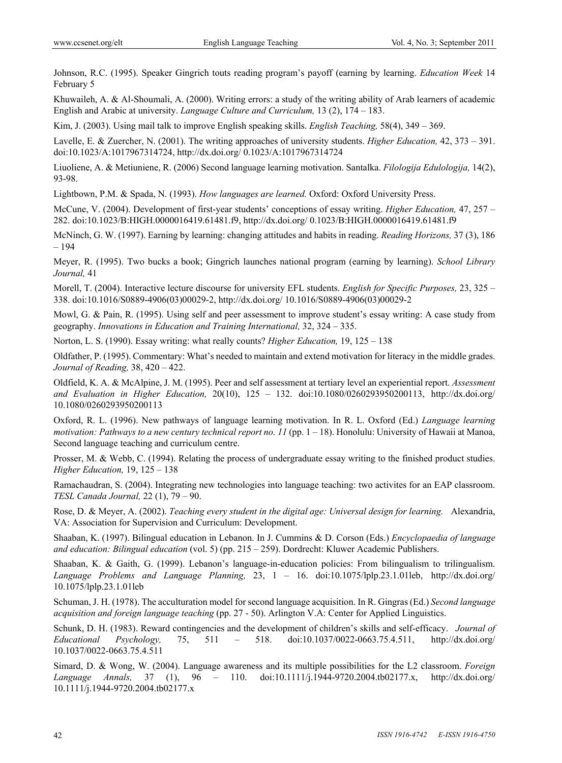Johnson, R.C. (1995). Speaker Gingrich touts reading program's payoff (earning by learning. *Education Week* 14 February 5

Khuwaileh, A. & Al-Shoumali, A. (2000). Writing errors: a study of the writing ability of Arab learners of academic English and Arabic at university. *Language Culture and Curriculum,* 13 (2), 174 – 183.

Kim, J. (2003). Using mail talk to improve English speaking skills. *English Teaching,* 58(4), 349 – 369.

Lavelle, E. & Zuercher, N. (2001). The writing approaches of university students. *Higher Education,* 42, 373 – 391. doi:10.1023/A:1017967314724, http://dx.doi.org/ 0.1023/A:1017967314724

Liuoliene, A. & Metiuniene, R. (2006) Second language learning motivation. Santalka. *Filologija Edulologija,* 14(2), 93-98.

Lightbown, P.M. & Spada, N. (1993). *How languages are learned.* Oxford: Oxford University Press.

McCune, V. (2004). Development of first-year students' conceptions of essay writing. *Higher Education,* 47, 257 – 282. doi:10.1023/B:HIGH.0000016419.61481.f9, http://dx.doi.org/ 0.1023/B:HIGH.0000016419.61481.f9

McNinch, G. W. (1997). Earning by learning: changing attitudes and habits in reading. *Reading Horizons,* 37 (3), 186 – 194

Meyer, R. (1995). Two bucks a book; Gingrich launches national program (earning by learning). *School Library Journal,* 41

Morell, T. (2004). Interactive lecture discourse for university EFL students. *English for Specific Purposes,* 23, 325 – 338. doi:10.1016/S0889-4906(03)00029-2, http://dx.doi.org/ 10.1016/S0889-4906(03)00029-2

Mowl, G. & Pain, R. (1995). Using self and peer assessment to improve student's essay writing: A case study from geography. *Innovations in Education and Training International,* 32, 324 – 335.

Norton, L. S. (1990). Essay writing: what really counts? *Higher Education,* 19, 125 – 138

Oldfather, P. (1995). Commentary: What's needed to maintain and extend motivation for literacy in the middle grades. *Journal of Reading,* 38, 420 – 422.

Oldfield, K. A. & McAlpine, J. M. (1995). Peer and self assessment at tertiary level an experiential report. *Assessment and Evaluation in Higher Education,* 20(10), 125 – 132. doi:10.1080/0260293950200113, http://dx.doi.org/ 10.1080/0260293950200113

Oxford, R. L. (1996). New pathways of language learning motivation. In R. L. Oxford (Ed.) *Language learning motivation: Pathways to a new century technical report no. 11* (pp. 1 – 18). Honolulu: University of Hawaii at Manoa, Second language teaching and curriculum centre.

Prosser, M. & Webb, C. (1994). Relating the process of undergraduate essay writing to the finished product studies. *Higher Education,* 19, 125 – 138

Ramachaudran, S. (2004). Integrating new technologies into language teaching: two activites for an EAP classroom. *TESL Canada Journal,* 22 (1), 79 – 90.

Rose, D. & Meyer, A. (2002). *Teaching every student in the digital age: Universal design for learning.* Alexandria, VA: Association for Supervision and Curriculum: Development.

Shaaban, K. (1997). Bilingual education in Lebanon. In J. Cummins & D. Corson (Eds.) *Encyclopaedia of language and education: Bilingual education* (vol. 5) (pp. 215 – 259). Dordrecht: Kluwer Academic Publishers.

Shaaban, K. & Gaith, G. (1999). Lebanon's language-in-education policies: From bilingualism to trilingualism. *Language Problems and Language Planning,* 23, 1 – 16. doi:10.1075/lplp.23.1.01leb, http://dx.doi.org/ 10.1075/lplp.23.1.01leb

Schuman, J. H. (1978). The acculturation model for second language acquisition. In R. Gingras (Ed.) *Second language acquisition and foreign language teaching* (pp. 27 - 50). Arlington V.A: Center for Applied Linguistics.

Schunk, D. H. (1983). Reward contingencies and the development of children's skills and self-efficacy. *Journal of Educational Psychology,* 75, 511 – 518. doi:10.1037/0022-0663.75.4.511, http://dx.doi.org/ 10.1037/0022-0663.75.4.511

Simard, D. & Wong, W. (2004). Language awareness and its multiple possibilities for the L2 classroom. *Foreign Language Annals,* 37 (1), 96 – 110. doi:10.1111/j.1944-9720.2004.tb02177.x, http://dx.doi.org/ 10.1111/j.1944-9720.2004.tb02177.x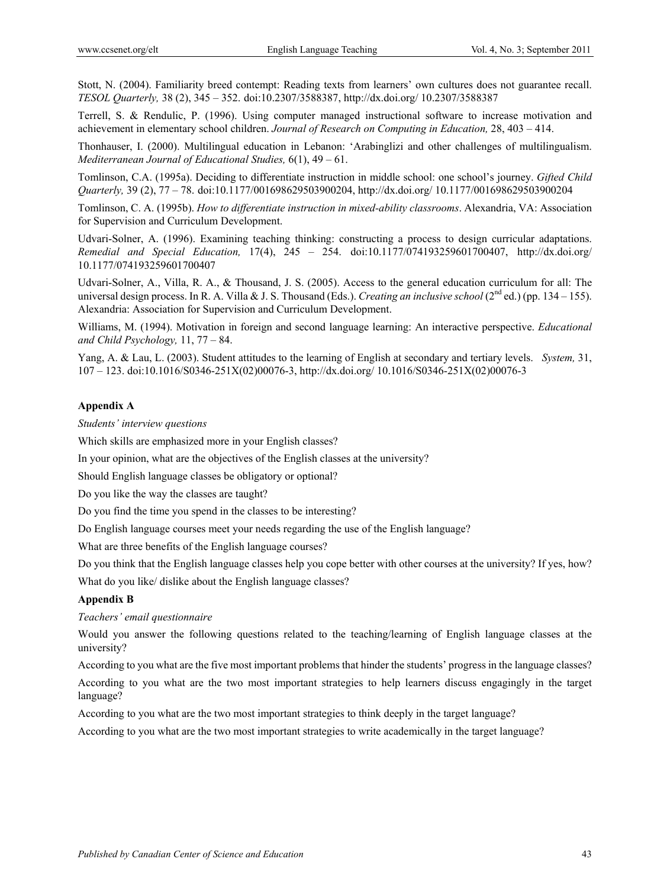Stott, N. (2004). Familiarity breed contempt: Reading texts from learners' own cultures does not guarantee recall. *TESOL Quarterly,* 38 (2), 345 – 352. doi:10.2307/3588387, http://dx.doi.org/ 10.2307/3588387

Terrell, S. & Rendulic, P. (1996). Using computer managed instructional software to increase motivation and achievement in elementary school children. *Journal of Research on Computing in Education,* 28, 403 – 414.

Thonhauser, I. (2000). Multilingual education in Lebanon: 'Arabinglizi and other challenges of multilingualism. *Mediterranean Journal of Educational Studies,* 6(1), 49 – 61.

Tomlinson, C.A. (1995a). Deciding to differentiate instruction in middle school: one school's journey. *Gifted Child Quarterly,* 39 (2), 77 – 78. doi:10.1177/001698629503900204, http://dx.doi.org/ 10.1177/001698629503900204

Tomlinson, C. A. (1995b). *How to differentiate instruction in mixed-ability classrooms*. Alexandria, VA: Association for Supervision and Curriculum Development.

Udvari-Solner, A. (1996). Examining teaching thinking: constructing a process to design curricular adaptations. *Remedial and Special Education,* 17(4), 245 – 254. doi:10.1177/074193259601700407, http://dx.doi.org/ 10.1177/074193259601700407

Udvari-Solner, A., Villa, R. A., & Thousand, J. S. (2005). Access to the general education curriculum for all: The universal design process. In R. A. Villa & J. S. Thousand (Eds.). *Creating an inclusive school* (2nd ed.) (pp. 134 – 155). Alexandria: Association for Supervision and Curriculum Development.

Williams, M. (1994). Motivation in foreign and second language learning: An interactive perspective. *Educational and Child Psychology,* 11, 77 – 84.

Yang, A. & Lau, L. (2003). Student attitudes to the learning of English at secondary and tertiary levels. *System,* 31, 107 – 123. doi:10.1016/S0346-251X(02)00076-3, http://dx.doi.org/ 10.1016/S0346-251X(02)00076-3

**Appendix A**

*Students' interview questions*

Which skills are emphasized more in your English classes?

In your opinion, what are the objectives of the English classes at the university?

Should English language classes be obligatory or optional?

Do you like the way the classes are taught?

Do you find the time you spend in the classes to be interesting?

Do English language courses meet your needs regarding the use of the English language?

What are three benefits of the English language courses?

Do you think that the English language classes help you cope better with other courses at the university? If yes, how?

What do you like/ dislike about the English language classes?

**Appendix B**

*Teachers' email questionnaire*

Would you answer the following questions related to the teaching/learning of English language classes at the university?

According to you what are the five most important problems that hinder the students' progress in the language classes?

According to you what are the two most important strategies to help learners discuss engagingly in the target language?

According to you what are the two most important strategies to think deeply in the target language?

According to you what are the two most important strategies to write academically in the target language?